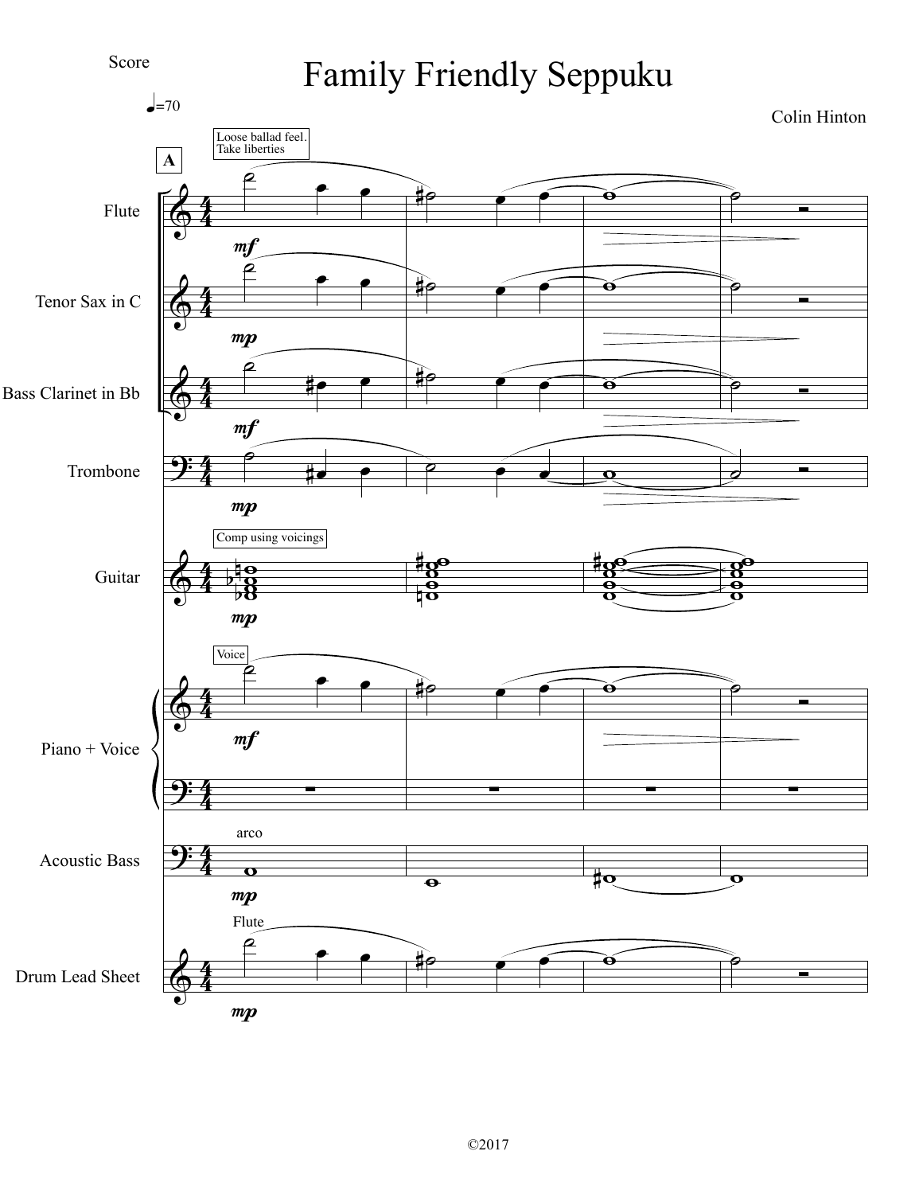Score

# Family Friendly Seppuku

Colin Hinton

©2017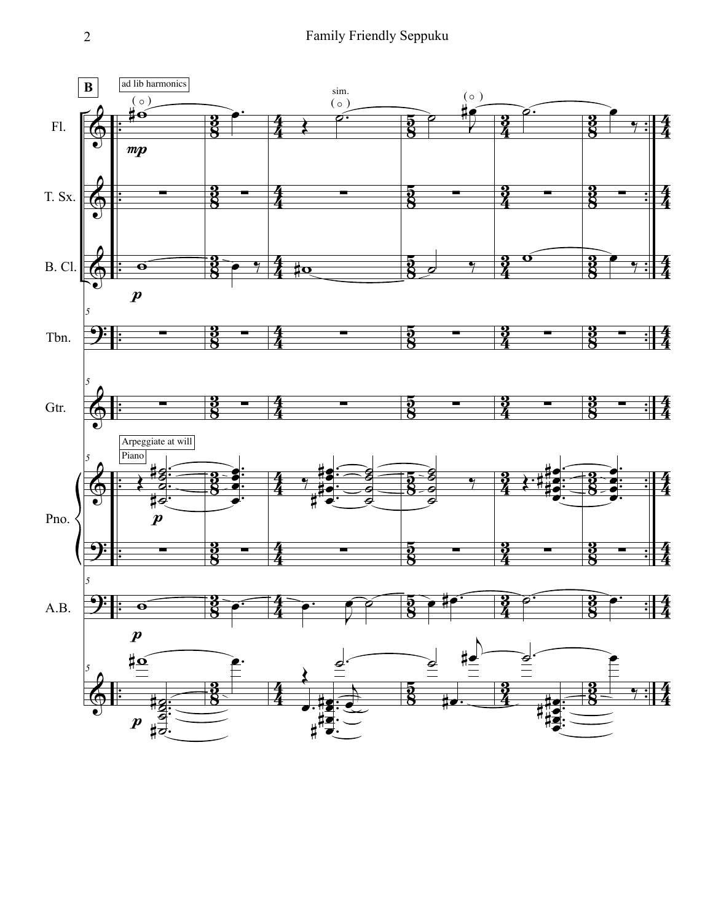**B**

ad lib harmonics

sim.

Fl.

T. Sx.

B. Cl.

Tbn.

Gtr.

Arpeggiate at will

Piano

Pno.

A.B.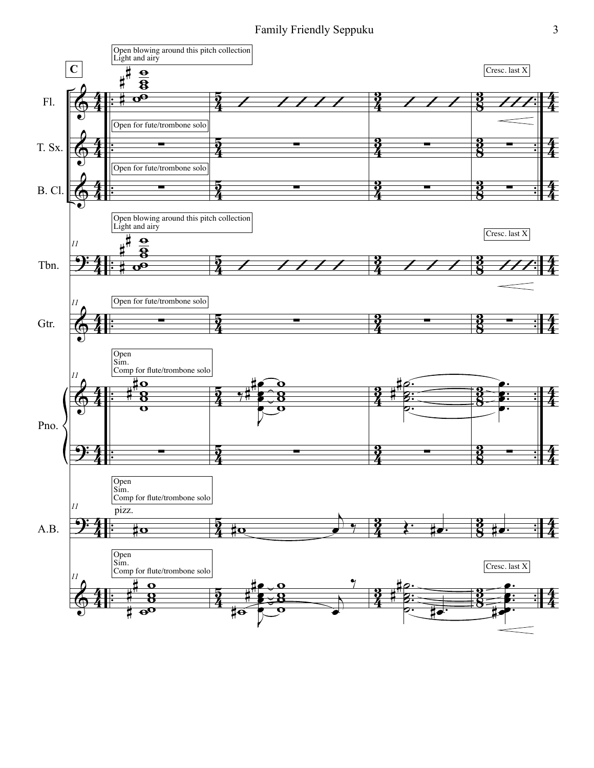**C**

Fl.: Open blowing around this pitch collection
Light and airy

Cresc. last X

T. Sx.: Open for fute/trombone solo

B. Cl.: Open for fute/trombone solo

Tbn.: Open blowing around this pitch collection
Light and airy

Cresc. last X

Gtr.: Open for fute/trombone solo

Pno.: Open
Sim.
Comp for flute/trombone solo

A.B.: Open
Sim.
Comp for flute/trombone solo

pizz.

Open
Sim.
Comp for flute/trombone solo

Cresc. last X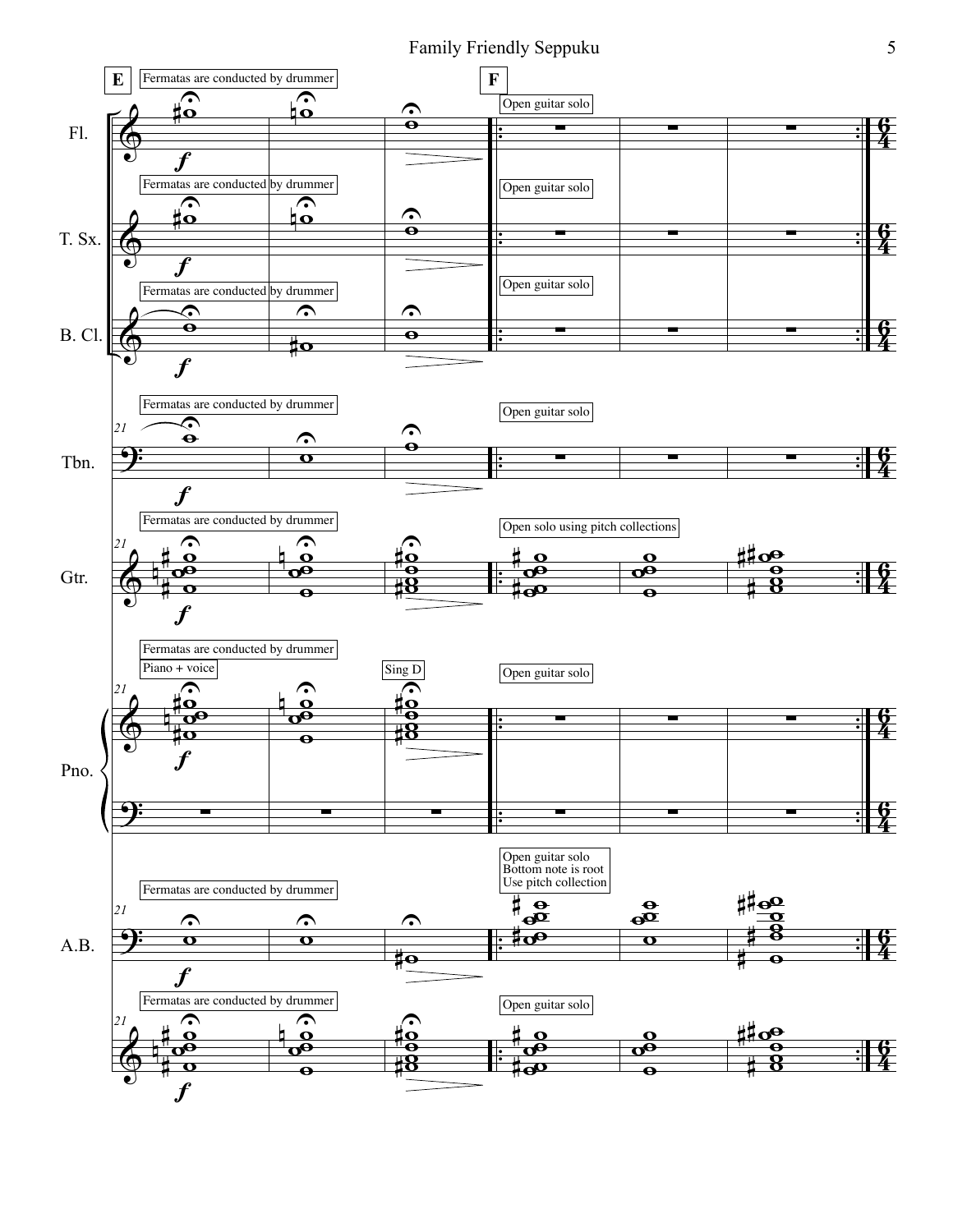**E** Fermatas are conducted by drummer

**F** Open guitar solo

Fl.

Fermatas are conducted by drummer

Open guitar solo

T. Sx.

Fermatas are conducted by drummer

Open guitar solo

B. Cl.

Fermatas are conducted by drummer

Open guitar solo

Tbn.

Fermatas are conducted by drummer

Open solo using pitch collections

Gtr.

Fermatas are conducted by drummer

Piano + voice

Sing D

Open guitar solo

Pno.

Open guitar solo
Bottom note is root
Use pitch collection

Fermatas are conducted by drummer

A.B.

Fermatas are conducted by drummer

Open guitar solo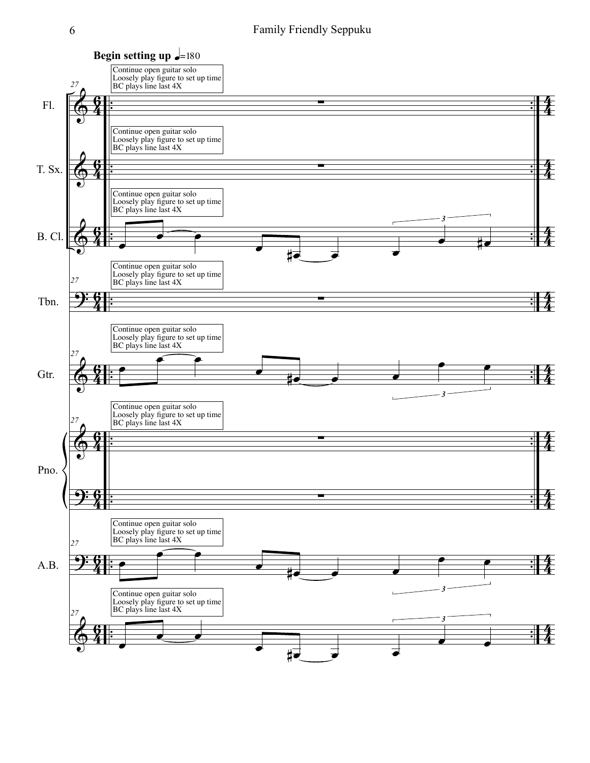**Begin setting up** ♩=180

Continue open guitar solo
Loosely play figure to set up time
BC plays line last 4X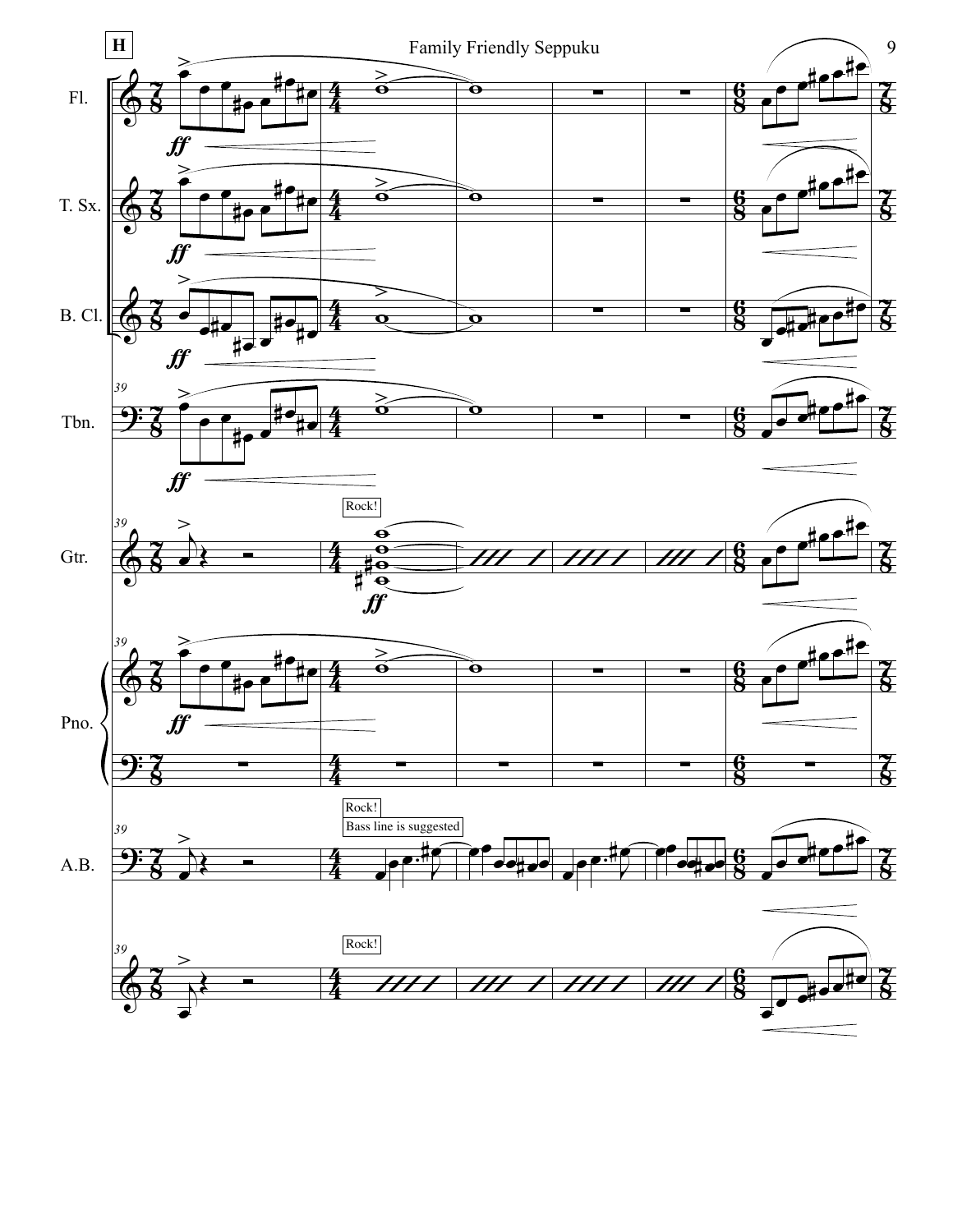**H**

Fl.

T. Sx.

B. Cl.

Tbn.

Gtr.

Rock!

Pno.

A.B.

Rock!

Bass line is suggested

Rock!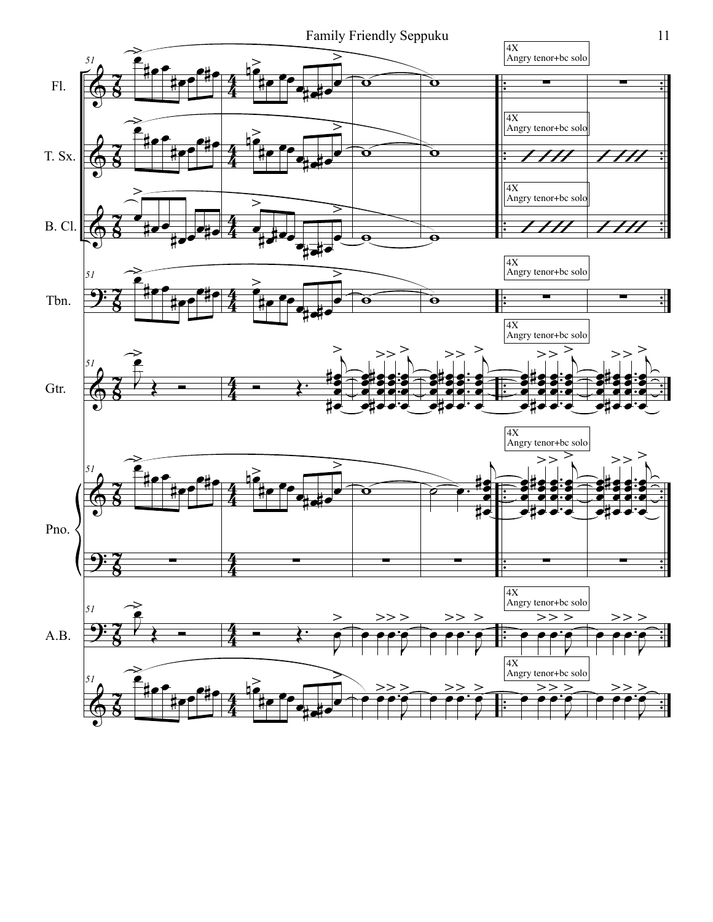Fl.

4X
Angry tenor+bc solo

T. Sx.

4X
Angry tenor+bc solo

B. Cl.

4X
Angry tenor+bc solo

Tbn.

4X
Angry tenor+bc solo

Gtr.

4X
Angry tenor+bc solo

Pno.

4X
Angry tenor+bc solo

A.B.

4X
Angry tenor+bc solo

4X
Angry tenor+bc solo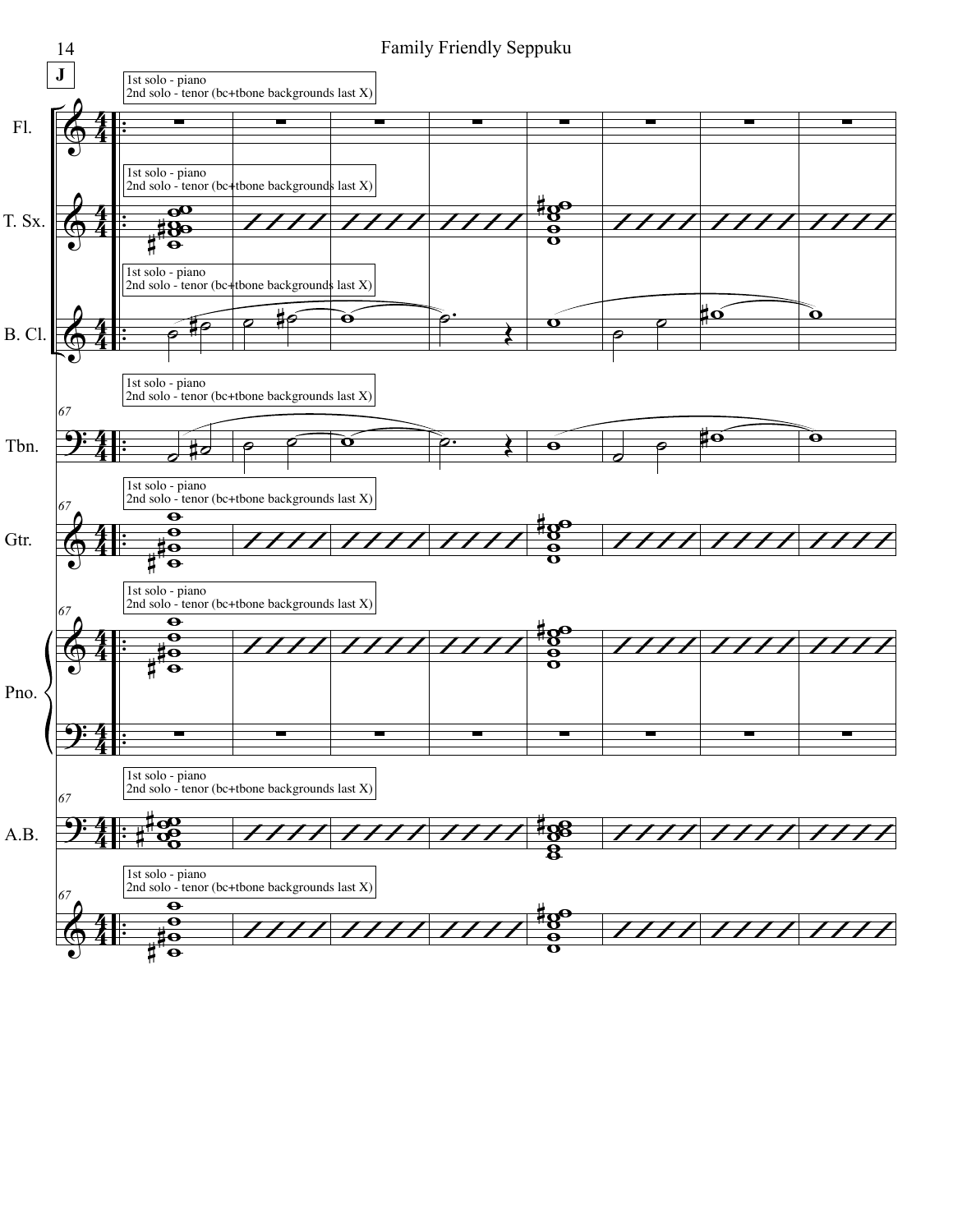J

1st solo - piano
2nd solo - tenor (bc+tbone backgrounds last X)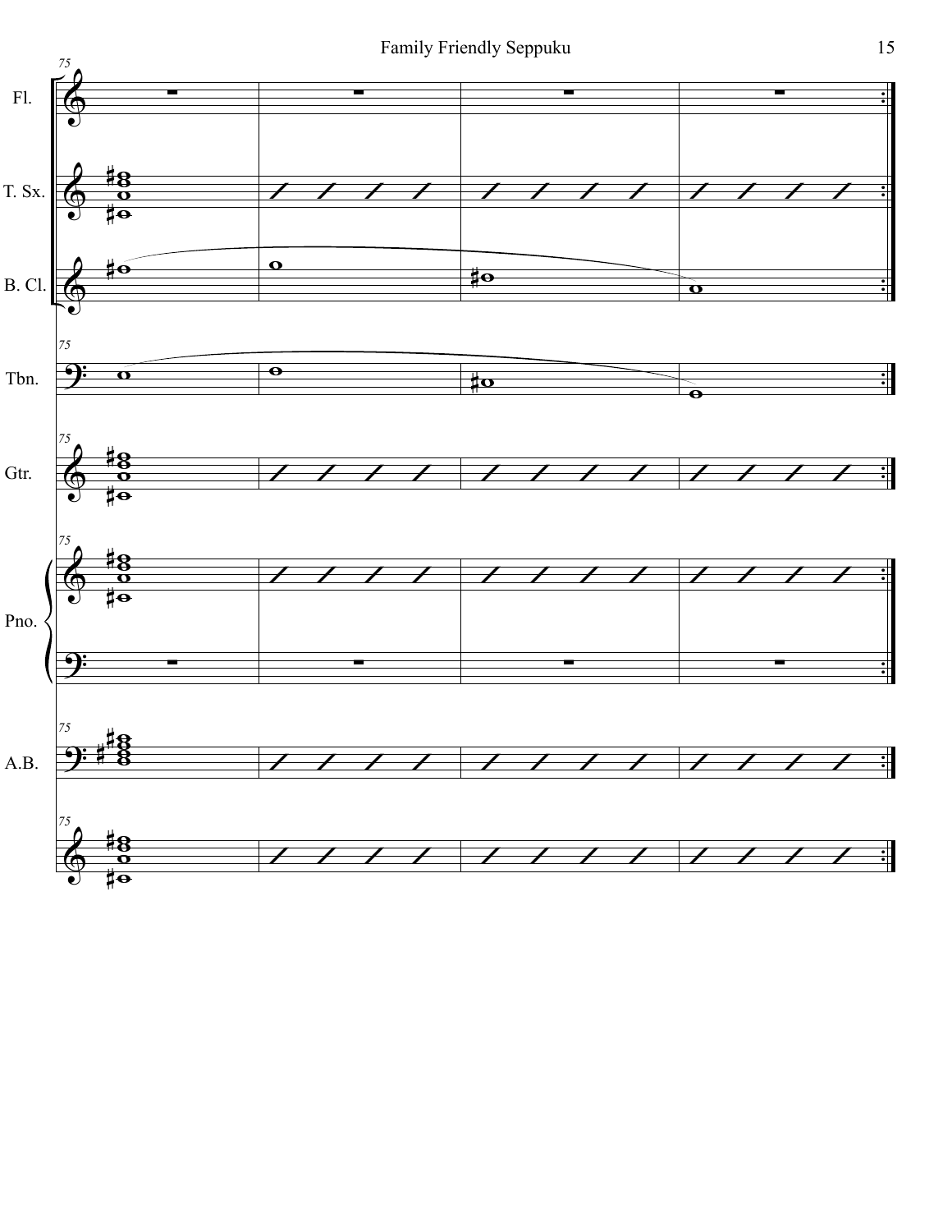75

Fl.

T. Sx.

B. Cl.

Tbn.

Gtr.

Pno.

A.B.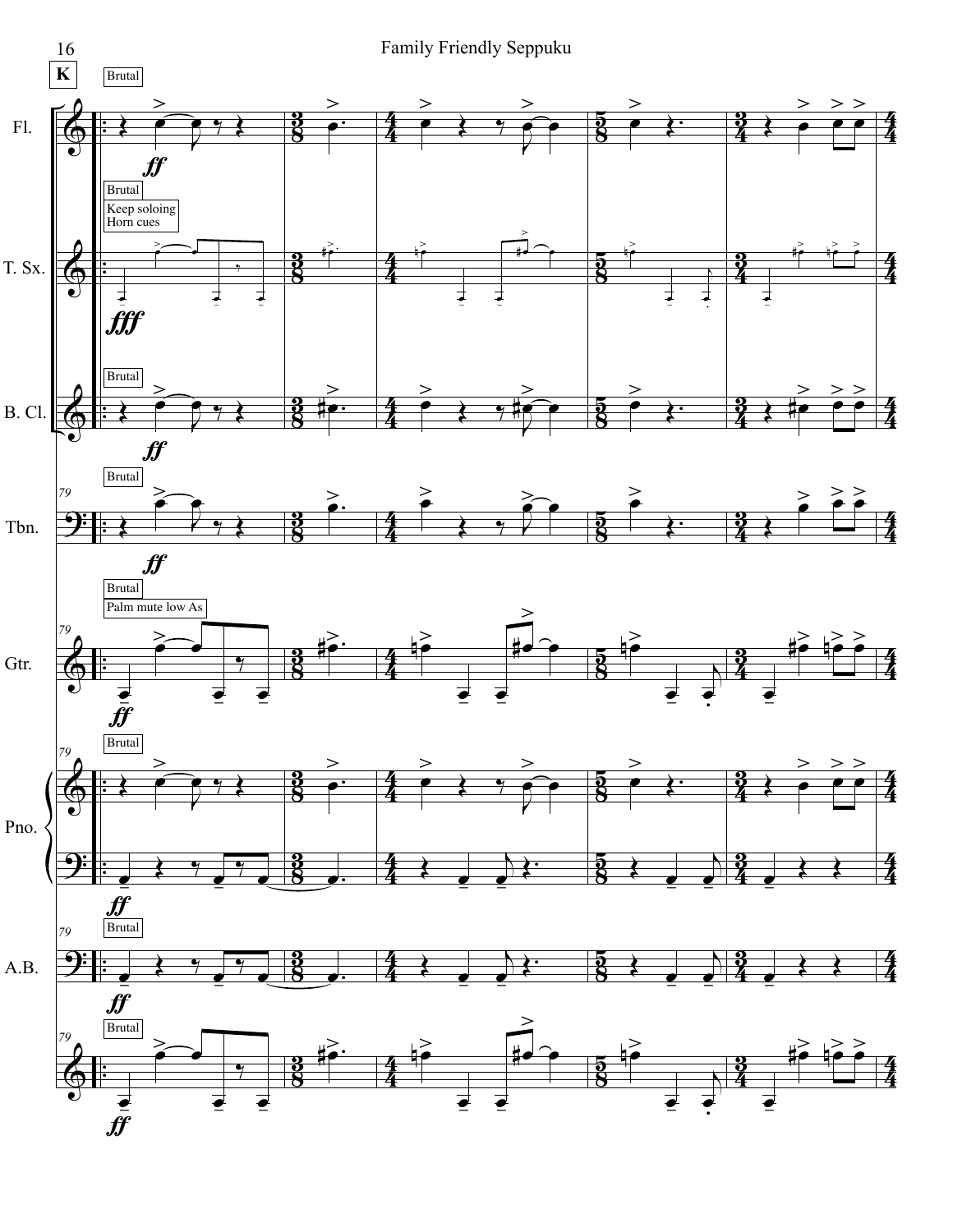K

Brutal

Fl.

*ff*

Brutal

Keep soloing
Horn cues

T. Sx.

*fff*

Brutal

B. Cl.

*ff*

Brutal

Tbn.

*ff*

Brutal

Palm mute low As

Gtr.

*ff*

Brutal

Pno.

*ff*

Brutal

A.B.

*ff*

Brutal

*ff*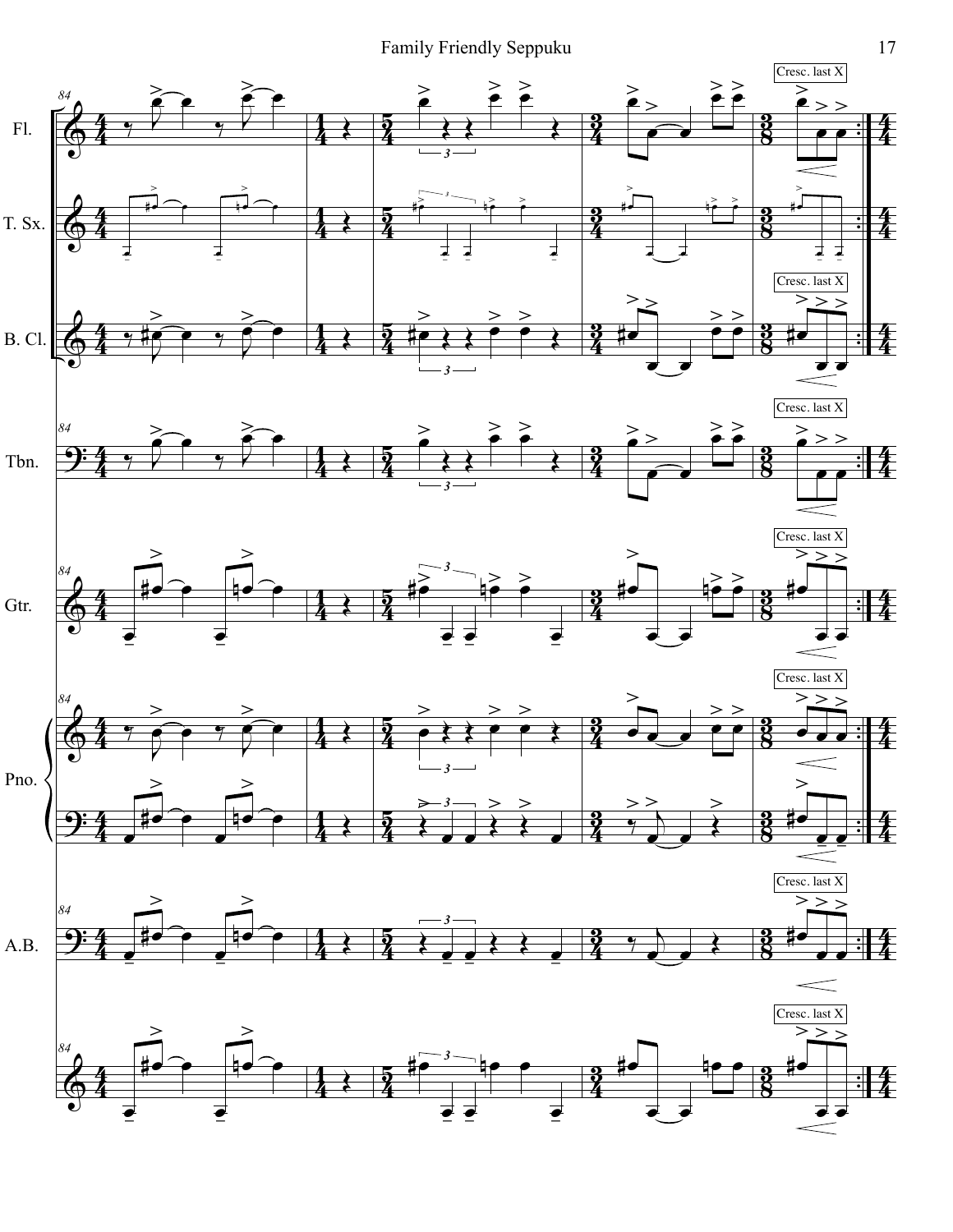Fl.

T. Sx.

B. Cl.

Tbn.

Gtr.

Pno.

A.B.

Cresc. last X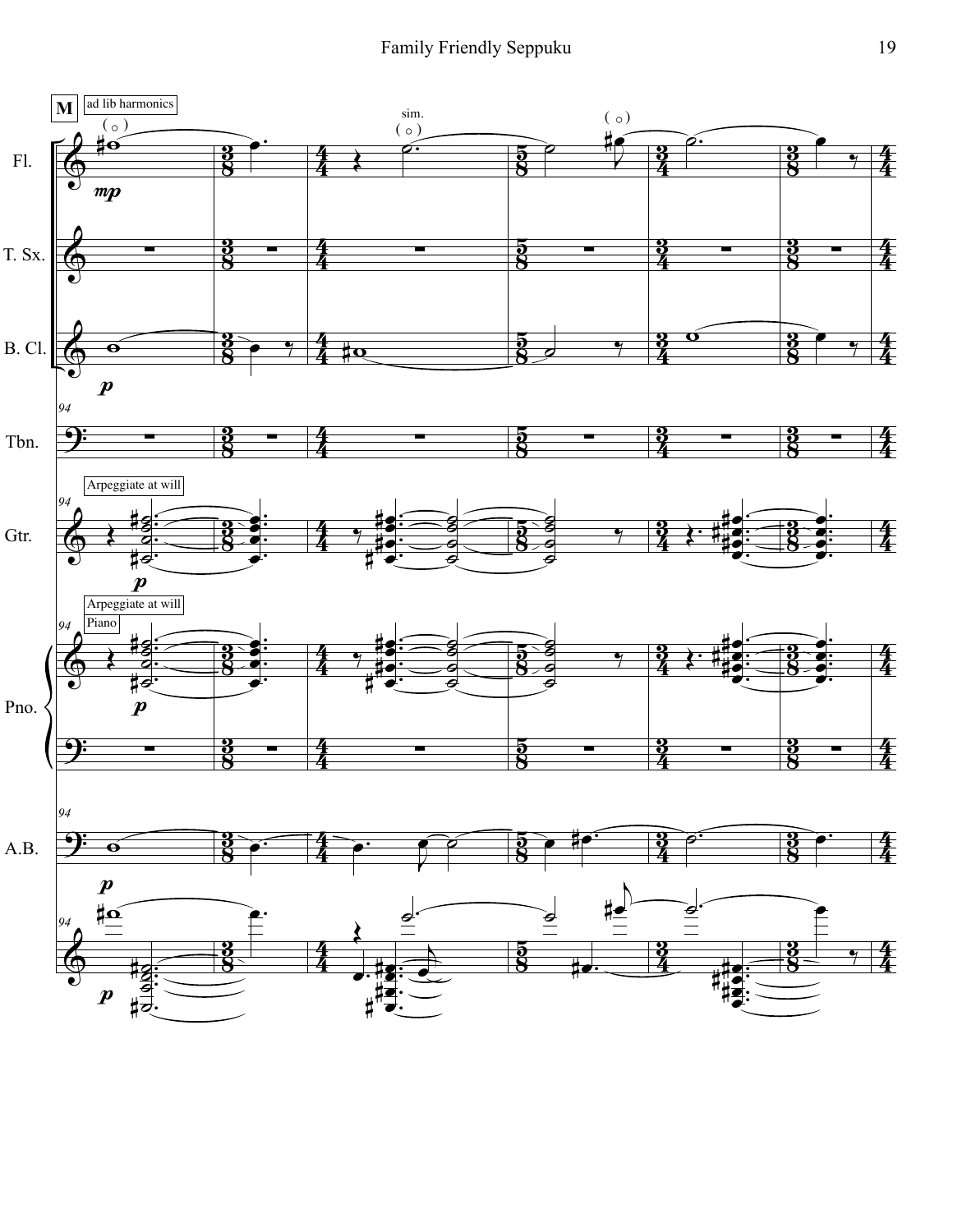**M** ad lib harmonics

sim.

Arpeggiate at will

Arpeggiate at will

Piano

Fl.

T. Sx.

B. Cl.

Tbn.

Gtr.

Pno.

A.B.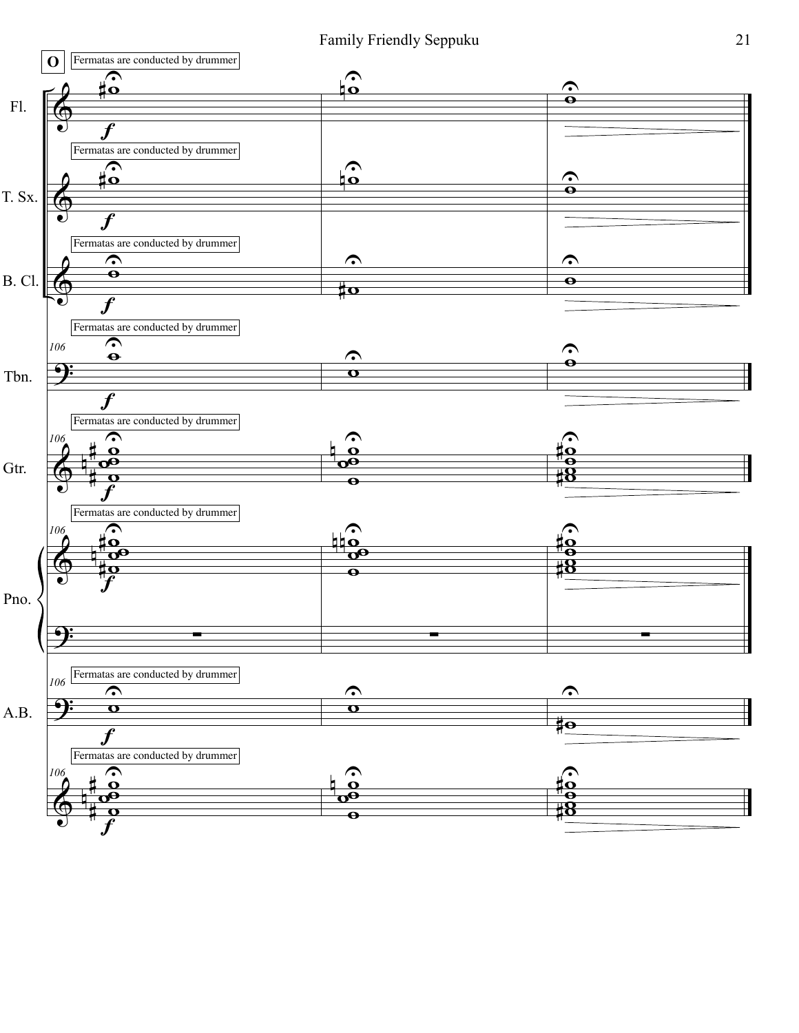**O**

Fermatas are conducted by drummer

Fl.

Fermatas are conducted by drummer

T. Sx.

Fermatas are conducted by drummer

B. Cl.

Fermatas are conducted by drummer

Tbn.

Fermatas are conducted by drummer

Gtr.

Fermatas are conducted by drummer

Pno.

Fermatas are conducted by drummer

A.B.

Fermatas are conducted by drummer